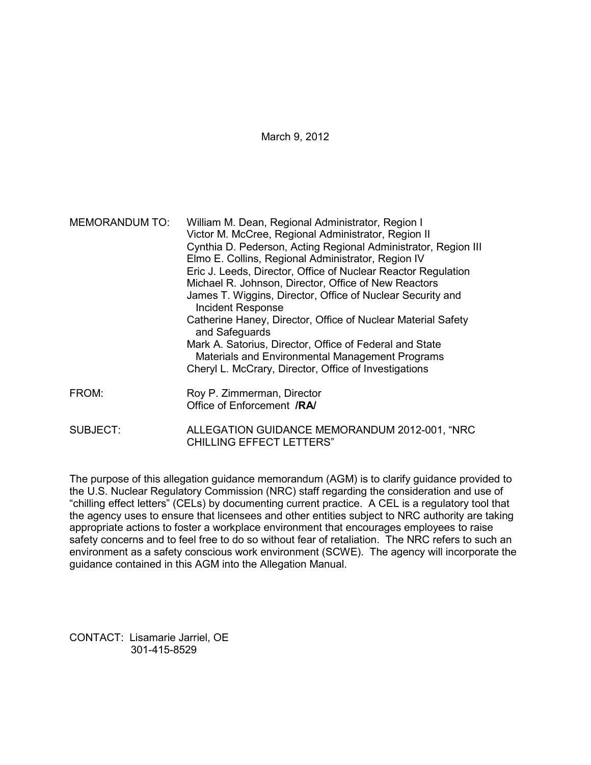March 9, 2012

MEMORANDUM TO: William M. Dean, Regional Administrator, Region I
Victor M. McCree, Regional Administrator, Region II
Cynthia D. Pederson, Acting Regional Administrator, Region III
Elmo E. Collins, Regional Administrator, Region IV
Eric J. Leeds, Director, Office of Nuclear Reactor Regulation
Michael R. Johnson, Director, Office of New Reactors
James T. Wiggins, Director, Office of Nuclear Security and Incident Response
Catherine Haney, Director, Office of Nuclear Material Safety and Safeguards
Mark A. Satorius, Director, Office of Federal and State Materials and Environmental Management Programs
Cheryl L. McCrary, Director, Office of Investigations

FROM: Roy P. Zimmerman, Director
Office of Enforcement **/RA/**

SUBJECT: ALLEGATION GUIDANCE MEMORANDUM 2012-001, "NRC CHILLING EFFECT LETTERS"

The purpose of this allegation guidance memorandum (AGM) is to clarify guidance provided to the U.S. Nuclear Regulatory Commission (NRC) staff regarding the consideration and use of "chilling effect letters" (CELs) by documenting current practice. A CEL is a regulatory tool that the agency uses to ensure that licensees and other entities subject to NRC authority are taking appropriate actions to foster a workplace environment that encourages employees to raise safety concerns and to feel free to do so without fear of retaliation. The NRC refers to such an environment as a safety conscious work environment (SCWE). The agency will incorporate the guidance contained in this AGM into the Allegation Manual.

CONTACT: Lisamarie Jarriel, OE
301-415-8529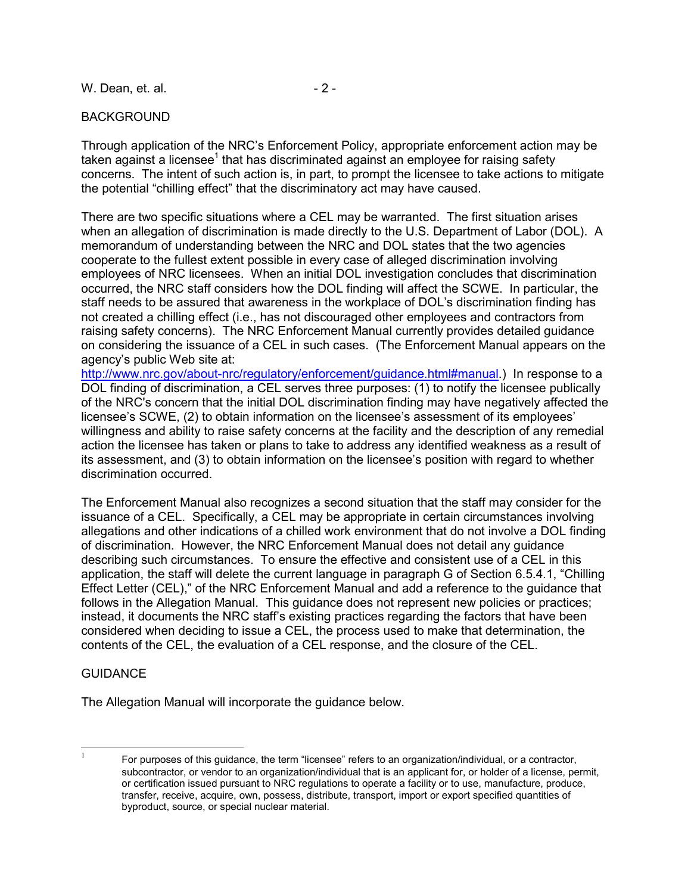BACKGROUND

Through application of the NRC's Enforcement Policy, appropriate enforcement action may be taken against a licensee[1] that has discriminated against an employee for raising safety concerns. The intent of such action is, in part, to prompt the licensee to take actions to mitigate the potential "chilling effect" that the discriminatory act may have caused.

There are two specific situations where a CEL may be warranted. The first situation arises when an allegation of discrimination is made directly to the U.S. Department of Labor (DOL). A memorandum of understanding between the NRC and DOL states that the two agencies cooperate to the fullest extent possible in every case of alleged discrimination involving employees of NRC licensees. When an initial DOL investigation concludes that discrimination occurred, the NRC staff considers how the DOL finding will affect the SCWE. In particular, the staff needs to be assured that awareness in the workplace of DOL's discrimination finding has not created a chilling effect (i.e., has not discouraged other employees and contractors from raising safety concerns). The NRC Enforcement Manual currently provides detailed guidance on considering the issuance of a CEL in such cases. (The Enforcement Manual appears on the agency's public Web site at: http://www.nrc.gov/about-nrc/regulatory/enforcement/guidance.html#manual.) In response to a DOL finding of discrimination, a CEL serves three purposes: (1) to notify the licensee publically of the NRC's concern that the initial DOL discrimination finding may have negatively affected the licensee's SCWE, (2) to obtain information on the licensee's assessment of its employees' willingness and ability to raise safety concerns at the facility and the description of any remedial action the licensee has taken or plans to take to address any identified weakness as a result of its assessment, and (3) to obtain information on the licensee's position with regard to whether discrimination occurred.

The Enforcement Manual also recognizes a second situation that the staff may consider for the issuance of a CEL. Specifically, a CEL may be appropriate in certain circumstances involving allegations and other indications of a chilled work environment that do not involve a DOL finding of discrimination. However, the NRC Enforcement Manual does not detail any guidance describing such circumstances. To ensure the effective and consistent use of a CEL in this application, the staff will delete the current language in paragraph G of Section 6.5.4.1, "Chilling Effect Letter (CEL)," of the NRC Enforcement Manual and add a reference to the guidance that follows in the Allegation Manual. This guidance does not represent new policies or practices; instead, it documents the NRC staff's existing practices regarding the factors that have been considered when deciding to issue a CEL, the process used to make that determination, the contents of the CEL, the evaluation of a CEL response, and the closure of the CEL.

GUIDANCE

The Allegation Manual will incorporate the guidance below.

---

[1] For purposes of this guidance, the term "licensee" refers to an organization/individual, or a contractor, subcontractor, or vendor to an organization/individual that is an applicant for, or holder of a license, permit, or certification issued pursuant to NRC regulations to operate a facility or to use, manufacture, produce, transfer, receive, acquire, own, possess, distribute, transport, import or export specified quantities of byproduct, source, or special nuclear material.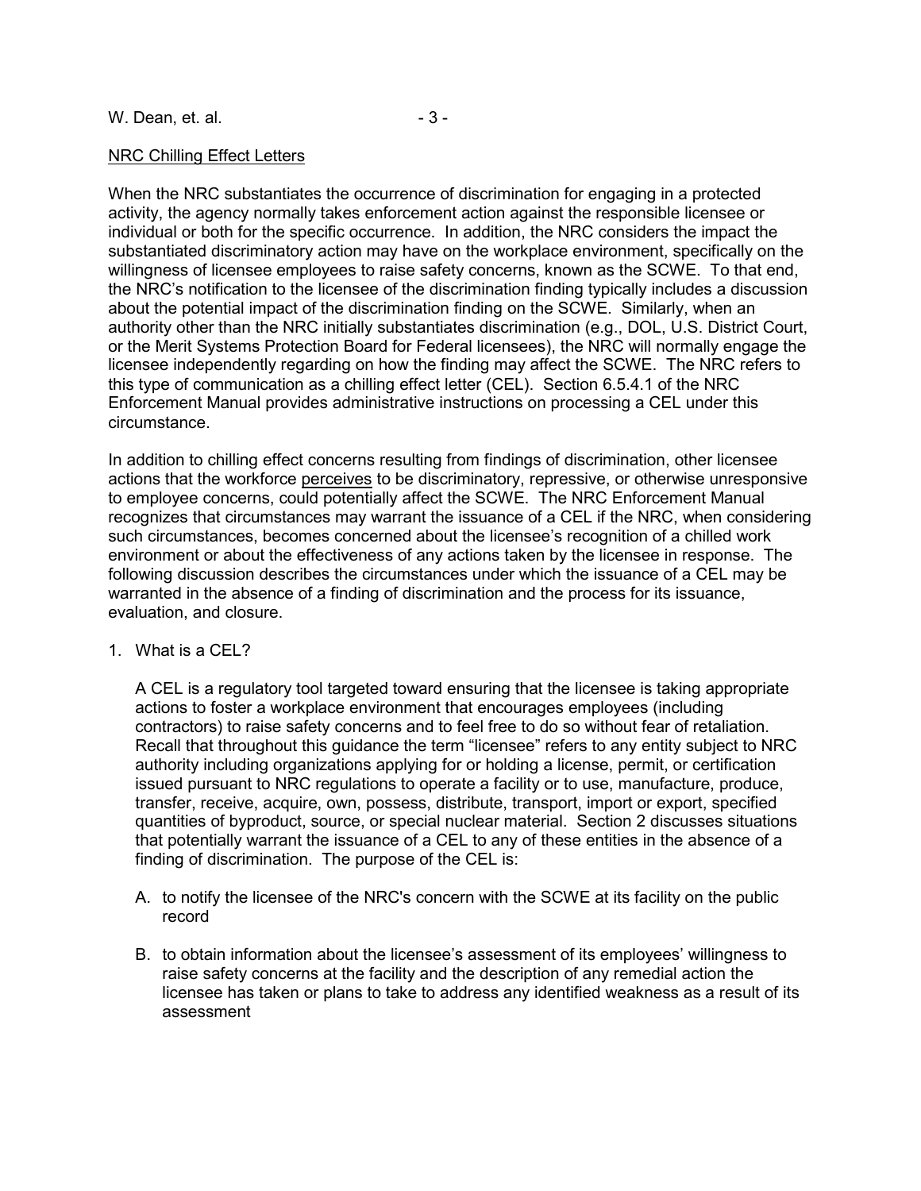NRC Chilling Effect Letters

When the NRC substantiates the occurrence of discrimination for engaging in a protected activity, the agency normally takes enforcement action against the responsible licensee or individual or both for the specific occurrence. In addition, the NRC considers the impact the substantiated discriminatory action may have on the workplace environment, specifically on the willingness of licensee employees to raise safety concerns, known as the SCWE. To that end, the NRC's notification to the licensee of the discrimination finding typically includes a discussion about the potential impact of the discrimination finding on the SCWE. Similarly, when an authority other than the NRC initially substantiates discrimination (e.g., DOL, U.S. District Court, or the Merit Systems Protection Board for Federal licensees), the NRC will normally engage the licensee independently regarding on how the finding may affect the SCWE. The NRC refers to this type of communication as a chilling effect letter (CEL). Section 6.5.4.1 of the NRC Enforcement Manual provides administrative instructions on processing a CEL under this circumstance.

In addition to chilling effect concerns resulting from findings of discrimination, other licensee actions that the workforce perceives to be discriminatory, repressive, or otherwise unresponsive to employee concerns, could potentially affect the SCWE. The NRC Enforcement Manual recognizes that circumstances may warrant the issuance of a CEL if the NRC, when considering such circumstances, becomes concerned about the licensee's recognition of a chilled work environment or about the effectiveness of any actions taken by the licensee in response. The following discussion describes the circumstances under which the issuance of a CEL may be warranted in the absence of a finding of discrimination and the process for its issuance, evaluation, and closure.

1. What is a CEL?

   A CEL is a regulatory tool targeted toward ensuring that the licensee is taking appropriate actions to foster a workplace environment that encourages employees (including contractors) to raise safety concerns and to feel free to do so without fear of retaliation. Recall that throughout this guidance the term "licensee" refers to any entity subject to NRC authority including organizations applying for or holding a license, permit, or certification issued pursuant to NRC regulations to operate a facility or to use, manufacture, produce, transfer, receive, acquire, own, possess, distribute, transport, import or export, specified quantities of byproduct, source, or special nuclear material. Section 2 discusses situations that potentially warrant the issuance of a CEL to any of these entities in the absence of a finding of discrimination. The purpose of the CEL is:

   A. to notify the licensee of the NRC's concern with the SCWE at its facility on the public record

   B. to obtain information about the licensee's assessment of its employees' willingness to raise safety concerns at the facility and the description of any remedial action the licensee has taken or plans to take to address any identified weakness as a result of its assessment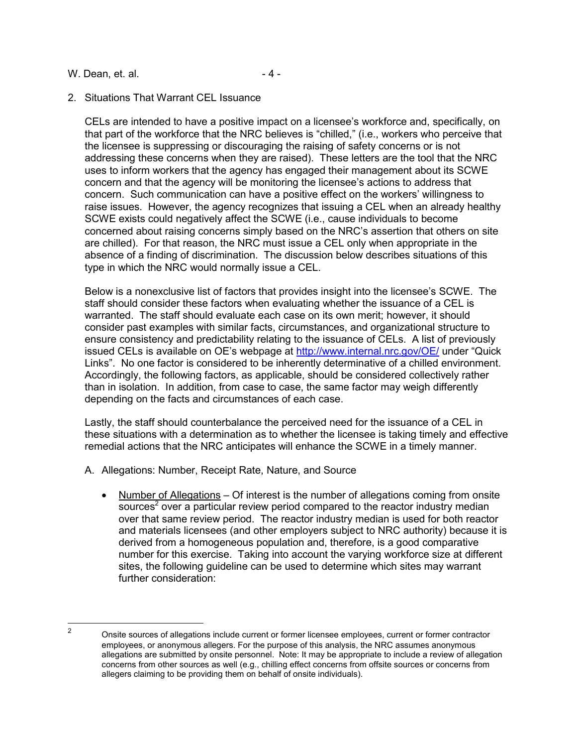## 2. Situations That Warrant CEL Issuance

CELs are intended to have a positive impact on a licensee's workforce and, specifically, on that part of the workforce that the NRC believes is "chilled," (i.e., workers who perceive that the licensee is suppressing or discouraging the raising of safety concerns or is not addressing these concerns when they are raised). These letters are the tool that the NRC uses to inform workers that the agency has engaged their management about its SCWE concern and that the agency will be monitoring the licensee's actions to address that concern. Such communication can have a positive effect on the workers' willingness to raise issues. However, the agency recognizes that issuing a CEL when an already healthy SCWE exists could negatively affect the SCWE (i.e., cause individuals to become concerned about raising concerns simply based on the NRC's assertion that others on site are chilled). For that reason, the NRC must issue a CEL only when appropriate in the absence of a finding of discrimination. The discussion below describes situations of this type in which the NRC would normally issue a CEL.

Below is a nonexclusive list of factors that provides insight into the licensee's SCWE. The staff should consider these factors when evaluating whether the issuance of a CEL is warranted. The staff should evaluate each case on its own merit; however, it should consider past examples with similar facts, circumstances, and organizational structure to ensure consistency and predictability relating to the issuance of CELs. A list of previously issued CELs is available on OE's webpage at [http://www.internal.nrc.gov/OE/](http://www.internal.nrc.gov/OE/) under "Quick Links". No one factor is considered to be inherently determinative of a chilled environment. Accordingly, the following factors, as applicable, should be considered collectively rather than in isolation. In addition, from case to case, the same factor may weigh differently depending on the facts and circumstances of each case.

Lastly, the staff should counterbalance the perceived need for the issuance of a CEL in these situations with a determination as to whether the licensee is taking timely and effective remedial actions that the NRC anticipates will enhance the SCWE in a timely manner.

### A. Allegations: Number, Receipt Rate, Nature, and Source

- Number of Allegations – Of interest is the number of allegations coming from onsite sources[2] over a particular review period compared to the reactor industry median over that same review period. The reactor industry median is used for both reactor and materials licensees (and other employers subject to NRC authority) because it is derived from a homogeneous population and, therefore, is a good comparative number for this exercise. Taking into account the varying workforce size at different sites, the following guideline can be used to determine which sites may warrant further consideration:

---

[2] Onsite sources of allegations include current or former licensee employees, current or former contractor employees, or anonymous allegers. For the purpose of this analysis, the NRC assumes anonymous allegations are submitted by onsite personnel. Note: It may be appropriate to include a review of allegation concerns from other sources as well (e.g., chilling effect concerns from offsite sources or concerns from allegers claiming to be providing them on behalf of onsite individuals).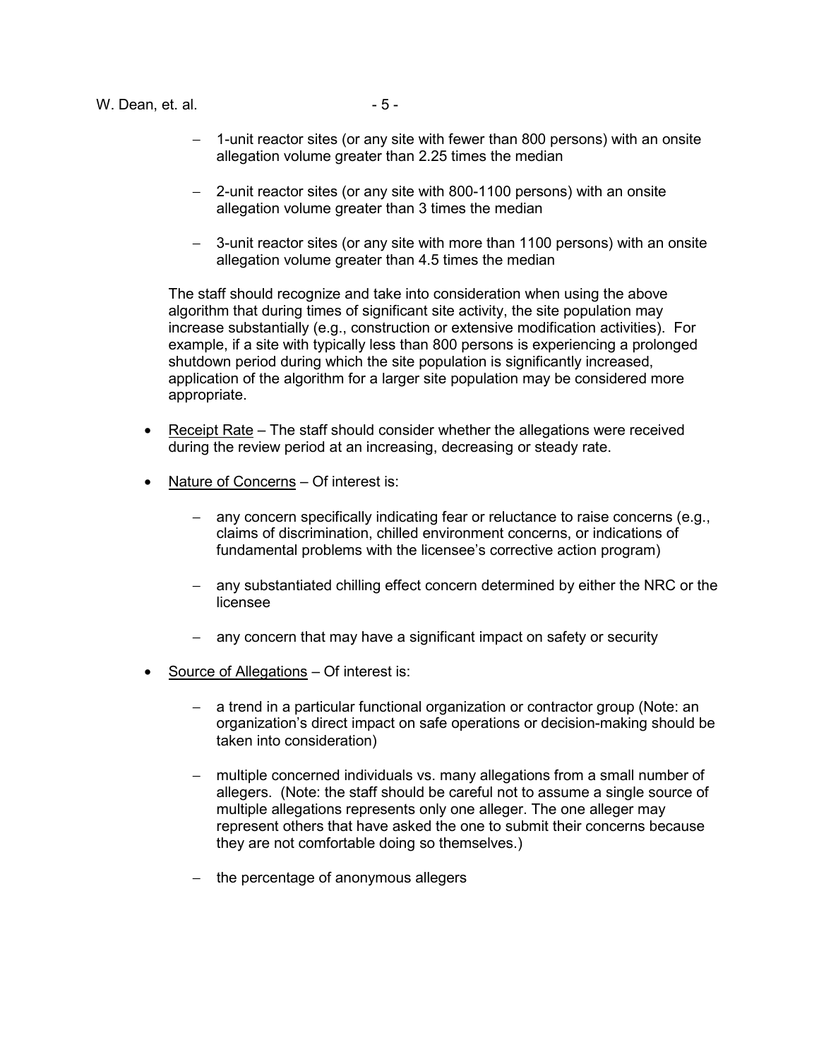- 1-unit reactor sites (or any site with fewer than 800 persons) with an onsite allegation volume greater than 2.25 times the median

- 2-unit reactor sites (or any site with 800-1100 persons) with an onsite allegation volume greater than 3 times the median

- 3-unit reactor sites (or any site with more than 1100 persons) with an onsite allegation volume greater than 4.5 times the median

The staff should recognize and take into consideration when using the above algorithm that during times of significant site activity, the site population may increase substantially (e.g., construction or extensive modification activities). For example, if a site with typically less than 800 persons is experiencing a prolonged shutdown period during which the site population is significantly increased, application of the algorithm for a larger site population may be considered more appropriate.

- Receipt Rate – The staff should consider whether the allegations were received during the review period at an increasing, decreasing or steady rate.

- Nature of Concerns – Of interest is:

  - any concern specifically indicating fear or reluctance to raise concerns (e.g., claims of discrimination, chilled environment concerns, or indications of fundamental problems with the licensee's corrective action program)

  - any substantiated chilling effect concern determined by either the NRC or the licensee

  - any concern that may have a significant impact on safety or security

- Source of Allegations – Of interest is:

  - a trend in a particular functional organization or contractor group (Note: an organization's direct impact on safe operations or decision-making should be taken into consideration)

  - multiple concerned individuals vs. many allegations from a small number of allegers. (Note: the staff should be careful not to assume a single source of multiple allegations represents only one alleger. The one alleger may represent others that have asked the one to submit their concerns because they are not comfortable doing so themselves.)

  - the percentage of anonymous allegers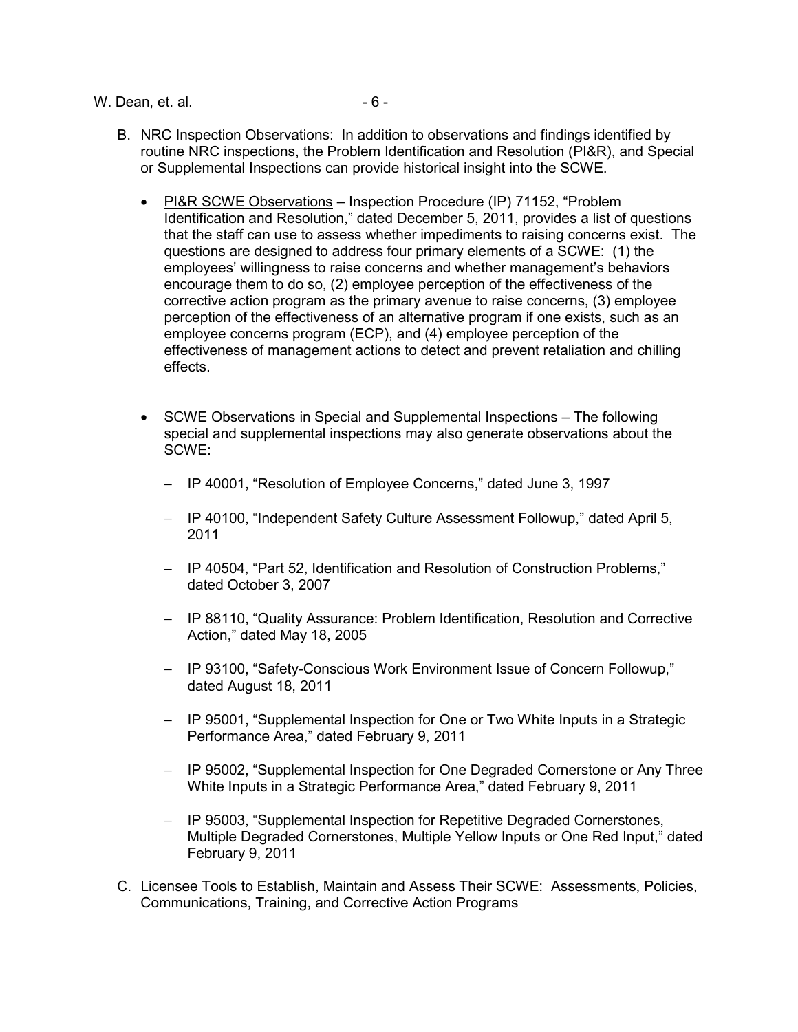B. NRC Inspection Observations: In addition to observations and findings identified by routine NRC inspections, the Problem Identification and Resolution (PI&R), and Special or Supplemental Inspections can provide historical insight into the SCWE.

- PI&R SCWE Observations – Inspection Procedure (IP) 71152, "Problem Identification and Resolution," dated December 5, 2011, provides a list of questions that the staff can use to assess whether impediments to raising concerns exist. The questions are designed to address four primary elements of a SCWE: (1) the employees' willingness to raise concerns and whether management's behaviors encourage them to do so, (2) employee perception of the effectiveness of the corrective action program as the primary avenue to raise concerns, (3) employee perception of the effectiveness of an alternative program if one exists, such as an employee concerns program (ECP), and (4) employee perception of the effectiveness of management actions to detect and prevent retaliation and chilling effects.

- SCWE Observations in Special and Supplemental Inspections – The following special and supplemental inspections may also generate observations about the SCWE:

  - IP 40001, "Resolution of Employee Concerns," dated June 3, 1997
  - IP 40100, "Independent Safety Culture Assessment Followup," dated April 5, 2011
  - IP 40504, "Part 52, Identification and Resolution of Construction Problems," dated October 3, 2007
  - IP 88110, "Quality Assurance: Problem Identification, Resolution and Corrective Action," dated May 18, 2005
  - IP 93100, "Safety-Conscious Work Environment Issue of Concern Followup," dated August 18, 2011
  - IP 95001, "Supplemental Inspection for One or Two White Inputs in a Strategic Performance Area," dated February 9, 2011
  - IP 95002, "Supplemental Inspection for One Degraded Cornerstone or Any Three White Inputs in a Strategic Performance Area," dated February 9, 2011
  - IP 95003, "Supplemental Inspection for Repetitive Degraded Cornerstones, Multiple Degraded Cornerstones, Multiple Yellow Inputs or One Red Input," dated February 9, 2011

C. Licensee Tools to Establish, Maintain and Assess Their SCWE: Assessments, Policies, Communications, Training, and Corrective Action Programs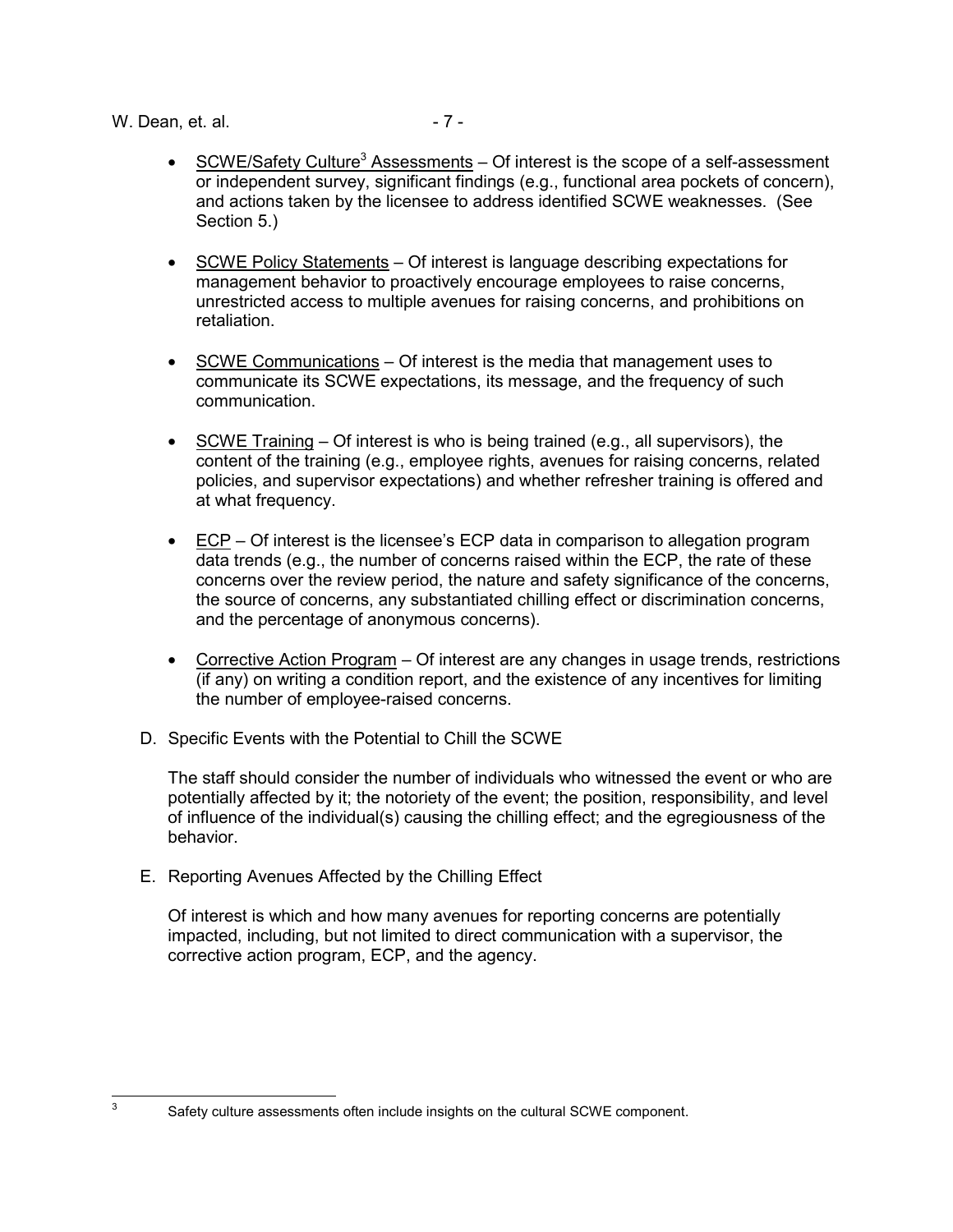- SCWE/Safety Culture[3] Assessments – Of interest is the scope of a self-assessment or independent survey, significant findings (e.g., functional area pockets of concern), and actions taken by the licensee to address identified SCWE weaknesses. (See Section 5.)

- SCWE Policy Statements – Of interest is language describing expectations for management behavior to proactively encourage employees to raise concerns, unrestricted access to multiple avenues for raising concerns, and prohibitions on retaliation.

- SCWE Communications – Of interest is the media that management uses to communicate its SCWE expectations, its message, and the frequency of such communication.

- SCWE Training – Of interest is who is being trained (e.g., all supervisors), the content of the training (e.g., employee rights, avenues for raising concerns, related policies, and supervisor expectations) and whether refresher training is offered and at what frequency.

- ECP – Of interest is the licensee's ECP data in comparison to allegation program data trends (e.g., the number of concerns raised within the ECP, the rate of these concerns over the review period, the nature and safety significance of the concerns, the source of concerns, any substantiated chilling effect or discrimination concerns, and the percentage of anonymous concerns).

- Corrective Action Program – Of interest are any changes in usage trends, restrictions (if any) on writing a condition report, and the existence of any incentives for limiting the number of employee-raised concerns.

D. Specific Events with the Potential to Chill the SCWE

The staff should consider the number of individuals who witnessed the event or who are potentially affected by it; the notoriety of the event; the position, responsibility, and level of influence of the individual(s) causing the chilling effect; and the egregiousness of the behavior.

E. Reporting Avenues Affected by the Chilling Effect

Of interest is which and how many avenues for reporting concerns are potentially impacted, including, but not limited to direct communication with a supervisor, the corrective action program, ECP, and the agency.

---

[3] Safety culture assessments often include insights on the cultural SCWE component.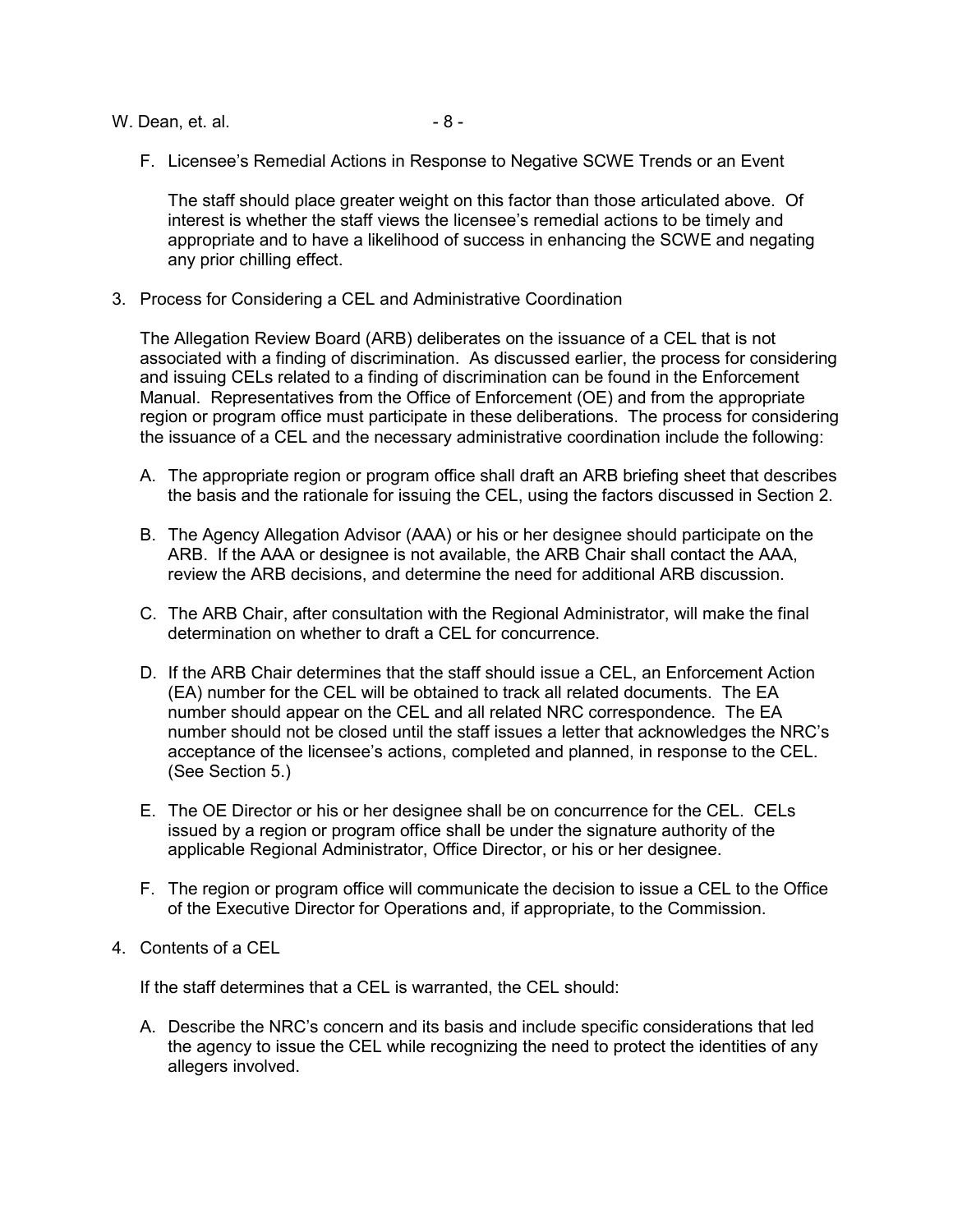F. Licensee's Remedial Actions in Response to Negative SCWE Trends or an Event

The staff should place greater weight on this factor than those articulated above. Of interest is whether the staff views the licensee's remedial actions to be timely and appropriate and to have a likelihood of success in enhancing the SCWE and negating any prior chilling effect.

3. Process for Considering a CEL and Administrative Coordination

The Allegation Review Board (ARB) deliberates on the issuance of a CEL that is not associated with a finding of discrimination. As discussed earlier, the process for considering and issuing CELs related to a finding of discrimination can be found in the Enforcement Manual. Representatives from the Office of Enforcement (OE) and from the appropriate region or program office must participate in these deliberations. The process for considering the issuance of a CEL and the necessary administrative coordination include the following:

A. The appropriate region or program office shall draft an ARB briefing sheet that describes the basis and the rationale for issuing the CEL, using the factors discussed in Section 2.

B. The Agency Allegation Advisor (AAA) or his or her designee should participate on the ARB. If the AAA or designee is not available, the ARB Chair shall contact the AAA, review the ARB decisions, and determine the need for additional ARB discussion.

C. The ARB Chair, after consultation with the Regional Administrator, will make the final determination on whether to draft a CEL for concurrence.

D. If the ARB Chair determines that the staff should issue a CEL, an Enforcement Action (EA) number for the CEL will be obtained to track all related documents. The EA number should appear on the CEL and all related NRC correspondence. The EA number should not be closed until the staff issues a letter that acknowledges the NRC's acceptance of the licensee's actions, completed and planned, in response to the CEL. (See Section 5.)

E. The OE Director or his or her designee shall be on concurrence for the CEL. CELs issued by a region or program office shall be under the signature authority of the applicable Regional Administrator, Office Director, or his or her designee.

F. The region or program office will communicate the decision to issue a CEL to the Office of the Executive Director for Operations and, if appropriate, to the Commission.

4. Contents of a CEL

If the staff determines that a CEL is warranted, the CEL should:

A. Describe the NRC's concern and its basis and include specific considerations that led the agency to issue the CEL while recognizing the need to protect the identities of any allegers involved.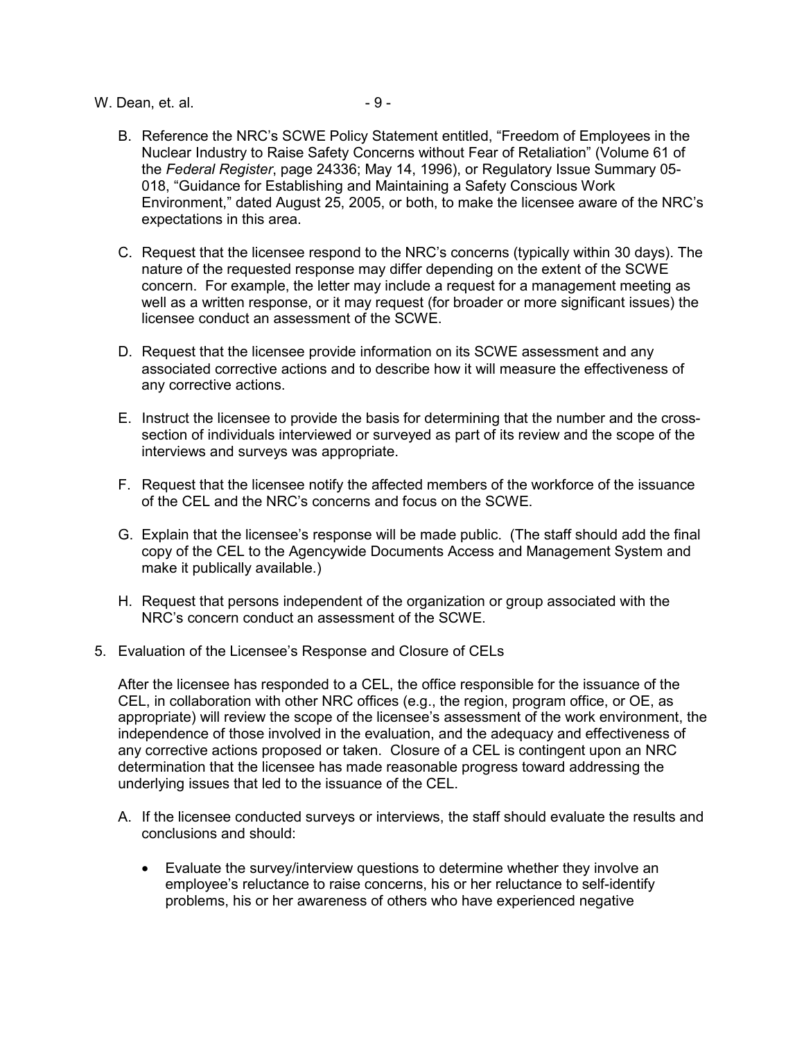B. Reference the NRC's SCWE Policy Statement entitled, "Freedom of Employees in the Nuclear Industry to Raise Safety Concerns without Fear of Retaliation" (Volume 61 of the *Federal Register*, page 24336; May 14, 1996), or Regulatory Issue Summary 05-018, "Guidance for Establishing and Maintaining a Safety Conscious Work Environment," dated August 25, 2005, or both, to make the licensee aware of the NRC's expectations in this area.

C. Request that the licensee respond to the NRC's concerns (typically within 30 days). The nature of the requested response may differ depending on the extent of the SCWE concern. For example, the letter may include a request for a management meeting as well as a written response, or it may request (for broader or more significant issues) the licensee conduct an assessment of the SCWE.

D. Request that the licensee provide information on its SCWE assessment and any associated corrective actions and to describe how it will measure the effectiveness of any corrective actions.

E. Instruct the licensee to provide the basis for determining that the number and the cross-section of individuals interviewed or surveyed as part of its review and the scope of the interviews and surveys was appropriate.

F. Request that the licensee notify the affected members of the workforce of the issuance of the CEL and the NRC's concerns and focus on the SCWE.

G. Explain that the licensee's response will be made public. (The staff should add the final copy of the CEL to the Agencywide Documents Access and Management System and make it publically available.)

H. Request that persons independent of the organization or group associated with the NRC's concern conduct an assessment of the SCWE.

5. Evaluation of the Licensee's Response and Closure of CELs

After the licensee has responded to a CEL, the office responsible for the issuance of the CEL, in collaboration with other NRC offices (e.g., the region, program office, or OE, as appropriate) will review the scope of the licensee's assessment of the work environment, the independence of those involved in the evaluation, and the adequacy and effectiveness of any corrective actions proposed or taken. Closure of a CEL is contingent upon an NRC determination that the licensee has made reasonable progress toward addressing the underlying issues that led to the issuance of the CEL.

A. If the licensee conducted surveys or interviews, the staff should evaluate the results and conclusions and should:

- Evaluate the survey/interview questions to determine whether they involve an employee's reluctance to raise concerns, his or her reluctance to self-identify problems, his or her awareness of others who have experienced negative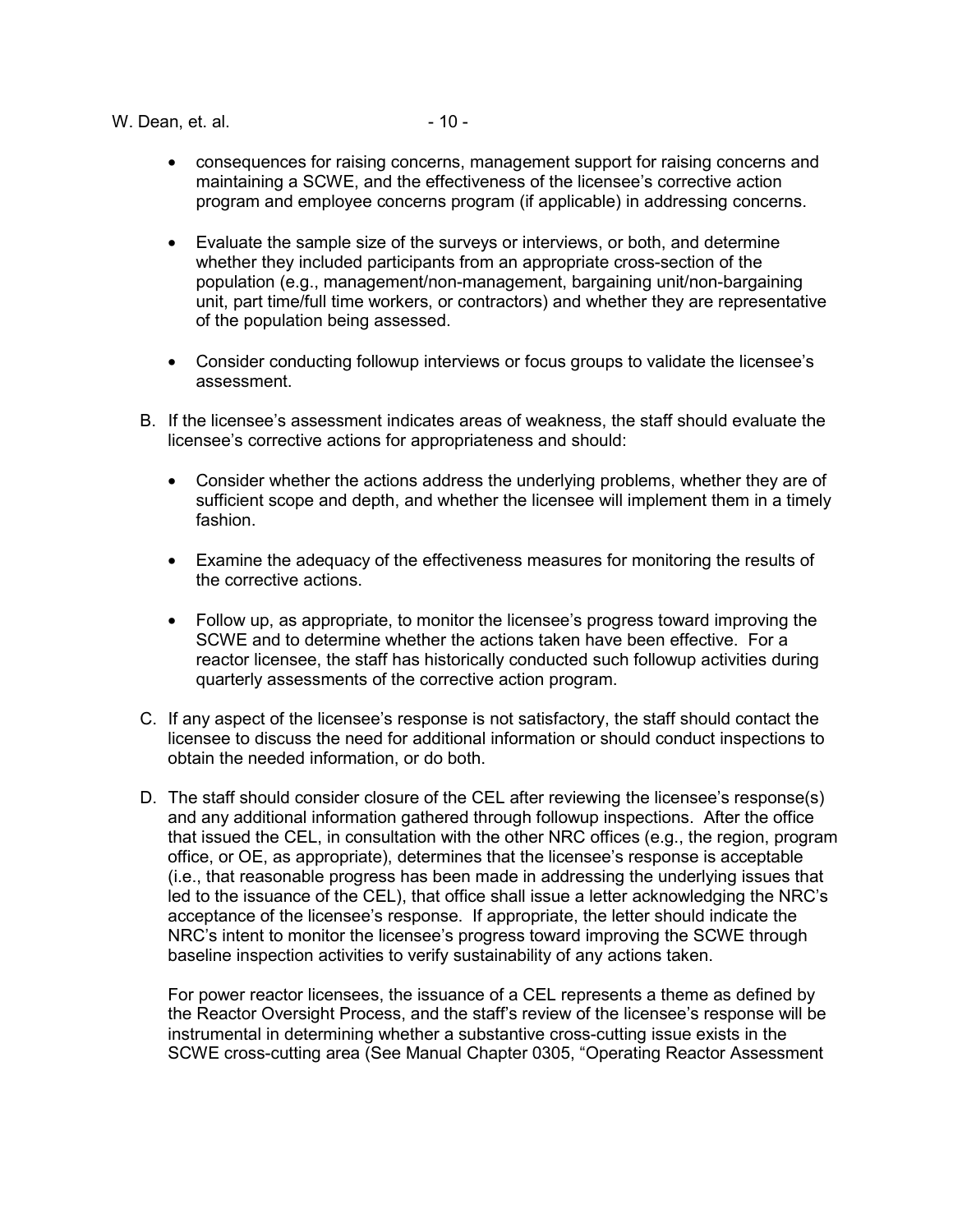- consequences for raising concerns, management support for raising concerns and maintaining a SCWE, and the effectiveness of the licensee's corrective action program and employee concerns program (if applicable) in addressing concerns.

- Evaluate the sample size of the surveys or interviews, or both, and determine whether they included participants from an appropriate cross-section of the population (e.g., management/non-management, bargaining unit/non-bargaining unit, part time/full time workers, or contractors) and whether they are representative of the population being assessed.

- Consider conducting followup interviews or focus groups to validate the licensee's assessment.

B. If the licensee's assessment indicates areas of weakness, the staff should evaluate the licensee's corrective actions for appropriateness and should:

- Consider whether the actions address the underlying problems, whether they are of sufficient scope and depth, and whether the licensee will implement them in a timely fashion.

- Examine the adequacy of the effectiveness measures for monitoring the results of the corrective actions.

- Follow up, as appropriate, to monitor the licensee's progress toward improving the SCWE and to determine whether the actions taken have been effective. For a reactor licensee, the staff has historically conducted such followup activities during quarterly assessments of the corrective action program.

C. If any aspect of the licensee's response is not satisfactory, the staff should contact the licensee to discuss the need for additional information or should conduct inspections to obtain the needed information, or do both.

D. The staff should consider closure of the CEL after reviewing the licensee's response(s) and any additional information gathered through followup inspections. After the office that issued the CEL, in consultation with the other NRC offices (e.g., the region, program office, or OE, as appropriate), determines that the licensee's response is acceptable (i.e., that reasonable progress has been made in addressing the underlying issues that led to the issuance of the CEL), that office shall issue a letter acknowledging the NRC's acceptance of the licensee's response. If appropriate, the letter should indicate the NRC's intent to monitor the licensee's progress toward improving the SCWE through baseline inspection activities to verify sustainability of any actions taken.

   For power reactor licensees, the issuance of a CEL represents a theme as defined by the Reactor Oversight Process, and the staff's review of the licensee's response will be instrumental in determining whether a substantive cross-cutting issue exists in the SCWE cross-cutting area (See Manual Chapter 0305, "Operating Reactor Assessment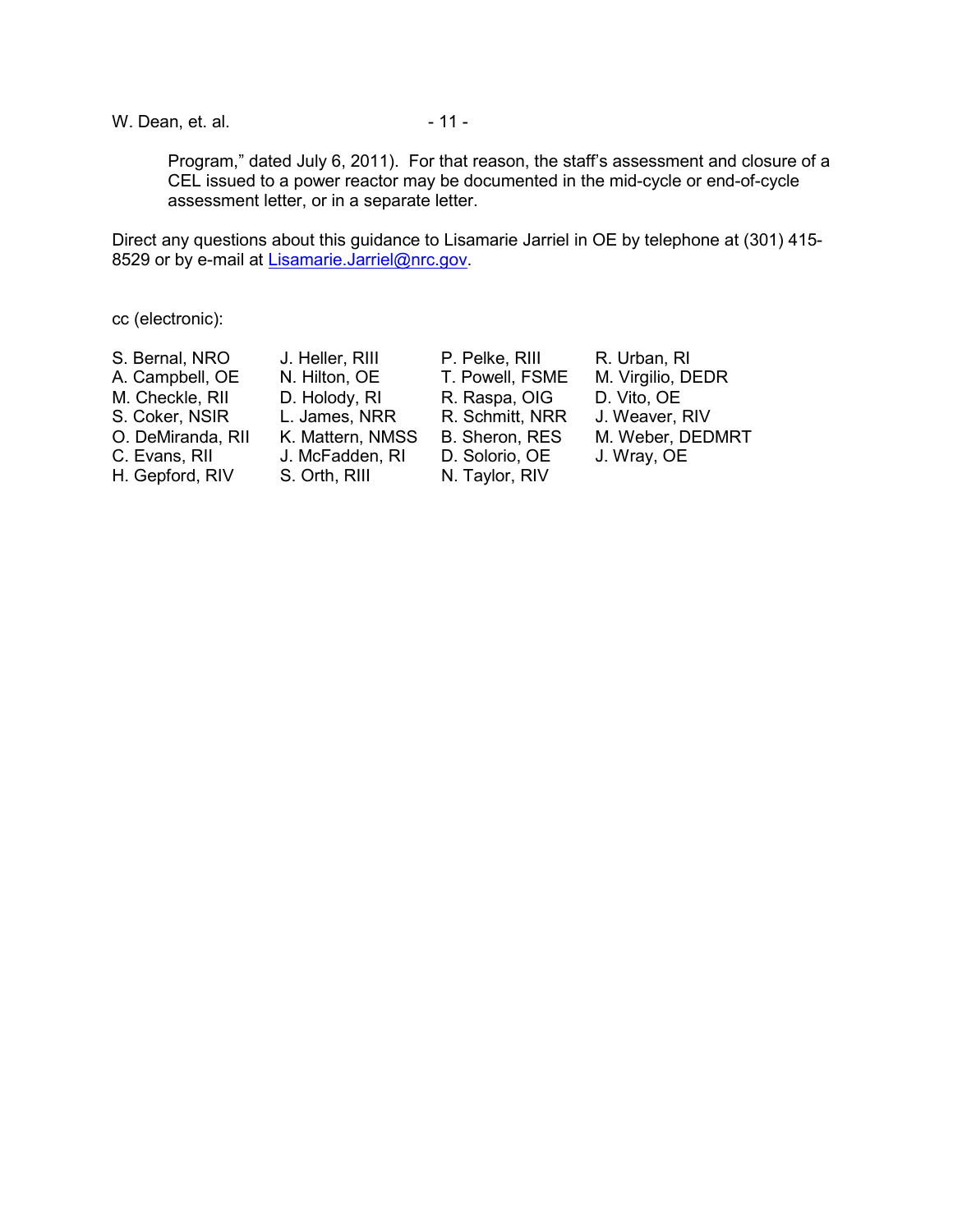Program," dated July 6, 2011). For that reason, the staff's assessment and closure of a CEL issued to a power reactor may be documented in the mid-cycle or end-of-cycle assessment letter, or in a separate letter.

Direct any questions about this guidance to Lisamarie Jarriel in OE by telephone at (301) 415-8529 or by e-mail at Lisamarie.Jarriel@nrc.gov.

cc (electronic):

| | | | |
|---|---|---|---|
| S. Bernal, NRO | J. Heller, RIII | P. Pelke, RIII | R. Urban, RI |
| A. Campbell, OE | N. Hilton, OE | T. Powell, FSME | M. Virgilio, DEDR |
| M. Checkle, RII | D. Holody, RI | R. Raspa, OIG | D. Vito, OE |
| S. Coker, NSIR | L. James, NRR | R. Schmitt, NRR | J. Weaver, RIV |
| O. DeMiranda, RII | K. Mattern, NMSS | B. Sheron, RES | M. Weber, DEDMRT |
| C. Evans, RII | J. McFadden, RI | D. Solorio, OE | J. Wray, OE |
| H. Gepford, RIV | S. Orth, RIII | N. Taylor, RIV | |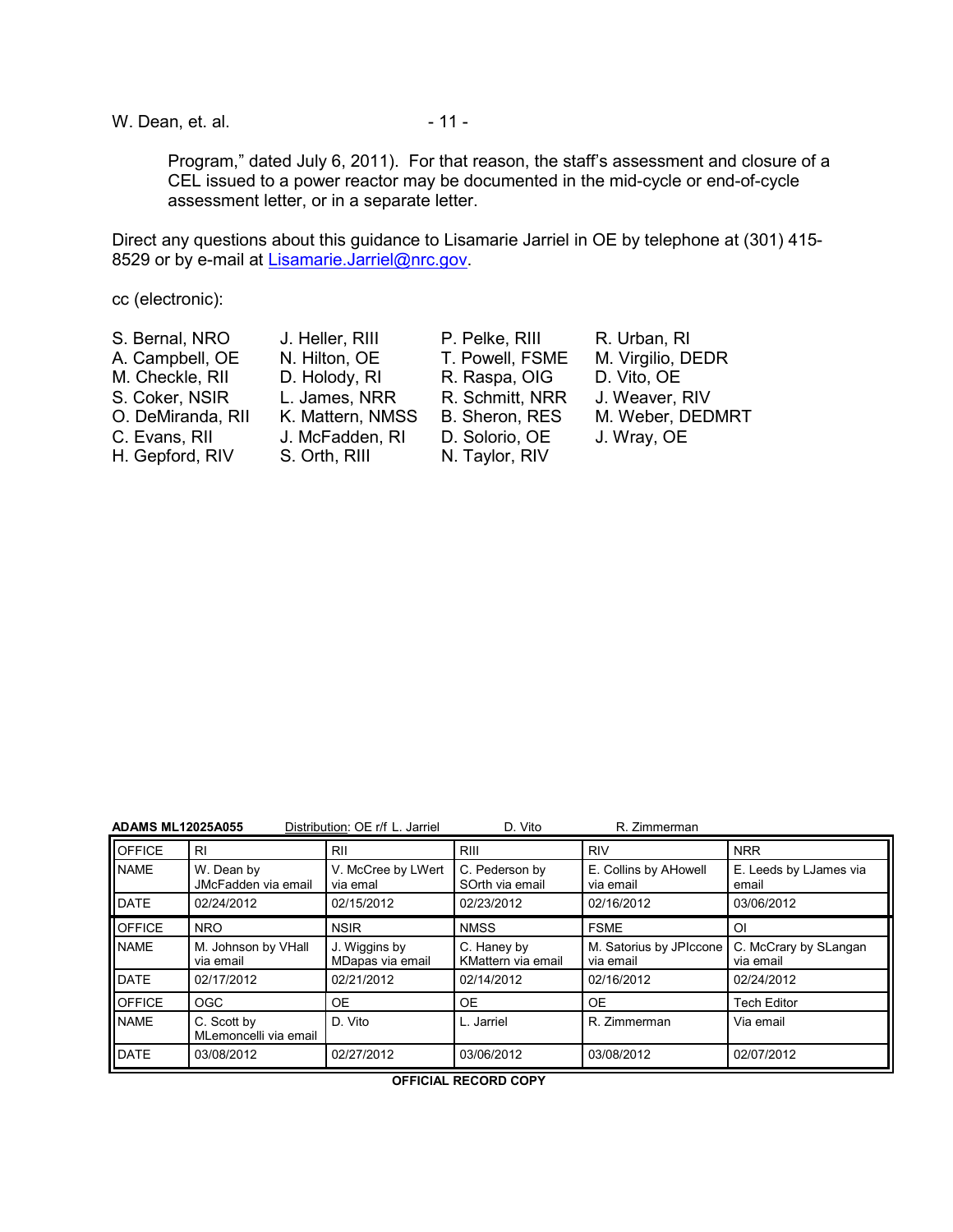Program," dated July 6, 2011). For that reason, the staff's assessment and closure of a CEL issued to a power reactor may be documented in the mid-cycle or end-of-cycle assessment letter, or in a separate letter.

Direct any questions about this guidance to Lisamarie Jarriel in OE by telephone at (301) 415-8529 or by e-mail at Lisamarie.Jarriel@nrc.gov.

cc (electronic):

S. Bernal, NRO
A. Campbell, OE
M. Checkle, RII
S. Coker, NSIR
O. DeMiranda, RII
C. Evans, RII
H. Gepford, RIV
J. Heller, RIII
N. Hilton, OE
D. Holody, RI
L. James, NRR
K. Mattern, NMSS
J. McFadden, RI
S. Orth, RIII
P. Pelke, RIII
T. Powell, FSME
R. Raspa, OIG
R. Schmitt, NRR
B. Sheron, RES
D. Solorio, OE
N. Taylor, RIV
R. Urban, RI
M. Virgilio, DEDR
D. Vito, OE
J. Weaver, RIV
M. Weber, DEDMRT
J. Wray, OE

**ADAMS ML12025A055** Distribution: OE r/f L. Jarriel D. Vito R. Zimmerman

| | | | | | |
|---|---|---|---|---|---|
| OFFICE | RI | RII | RIII | RIV | NRR |
| NAME | W. Dean by JMcFadden via email | V. McCree by LWert via emal | C. Pederson by SOrth via email | E. Collins by AHowell via email | E. Leeds by LJames via email |
| DATE | 02/24/2012 | 02/15/2012 | 02/23/2012 | 02/16/2012 | 03/06/2012 |
| OFFICE | NRO | NSIR | NMSS | FSME | OI |
| NAME | M. Johnson by VHall via email | J. Wiggins by MDapas via email | C. Haney by KMattern via email | M. Satorius by JPIccone via email | C. McCrary by SLangan via email |
| DATE | 02/17/2012 | 02/21/2012 | 02/14/2012 | 02/16/2012 | 02/24/2012 |
| OFFICE | OGC | OE | OE | OE | Tech Editor |
| NAME | C. Scott by MLemoncelli via email | D. Vito | L. Jarriel | R. Zimmerman | Via email |
| DATE | 03/08/2012 | 02/27/2012 | 03/06/2012 | 03/08/2012 | 02/07/2012 |

**OFFICIAL RECORD COPY**